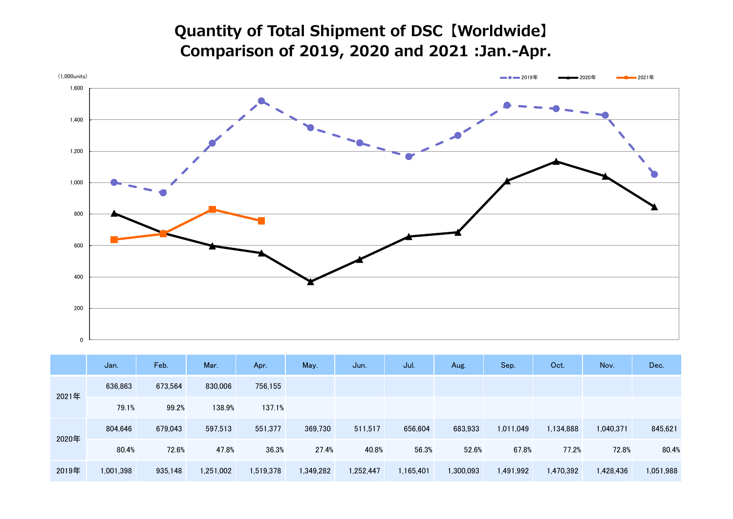# Quantity of Total Shipment of DSC【Worldwide】
# Comparison of 2019, 2020 and 2021 :Jan.-Apr.

(1,000units)

2019年 2020年 2021年

| | Jan. | Feb. | Mar. | Apr. | May. | Jun. | Jul. | Aug. | Sep. | Oct. | Nov. | Dec. |
|---|---|---|---|---|---|---|---|---|---|---|---|---|
| 2021年 | 636,863 | 673,564 | 830,006 | 756,155 | | | | | | | | |
| | 79.1% | 99.2% | 138.9% | 137.1% | | | | | | | | |
| 2020年 | 804,646 | 679,043 | 597,513 | 551,377 | 369,730 | 511,517 | 656,604 | 683,933 | 1,011,049 | 1,134,888 | 1,040,371 | 845,621 |
| | 80.4% | 72.6% | 47.8% | 36.3% | 27.4% | 40.8% | 56.3% | 52.6% | 67.8% | 77.2% | 72.8% | 80.4% |
| 2019年 | 1,001,398 | 935,148 | 1,251,002 | 1,519,378 | 1,349,282 | 1,252,447 | 1,165,401 | 1,300,093 | 1,491,992 | 1,470,392 | 1,428,436 | 1,051,988 |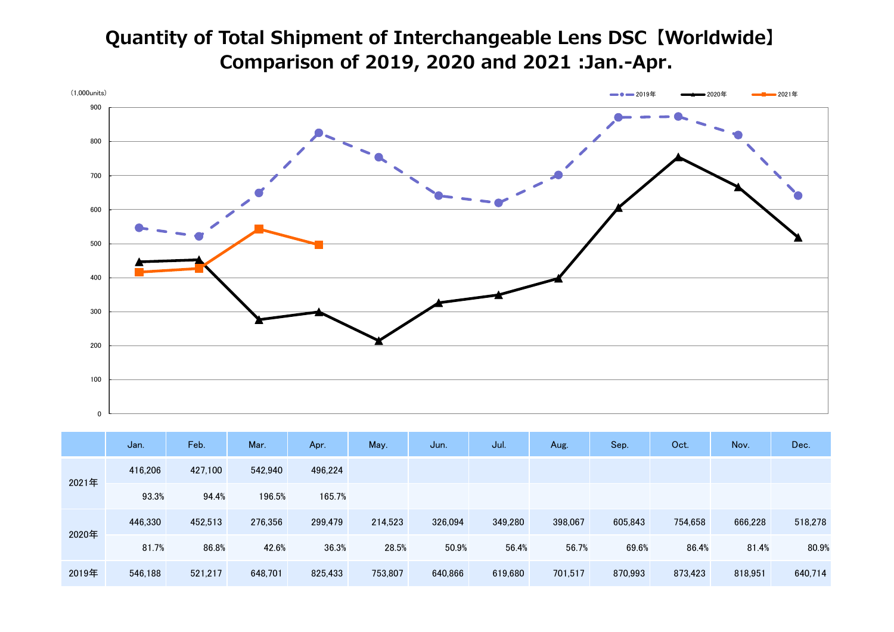# Quantity of Total Shipment of Interchangeable Lens DSC【Worldwide】
# Comparison of 2019, 2020 and 2021 :Jan.-Apr.

(1,000units)

| | Jan. | Feb. | Mar. | Apr. | May. | Jun. | Jul. | Aug. | Sep. | Oct. | Nov. | Dec. |
|---|---|---|---|---|---|---|---|---|---|---|---|---|
| 2021年 | 416,206 | 427,100 | 542,940 | 496,224 | | | | | | | | |
| | 93.3% | 94.4% | 196.5% | 165.7% | | | | | | | | |
| 2020年 | 446,330 | 452,513 | 276,356 | 299,479 | 214,523 | 326,094 | 349,280 | 398,067 | 605,843 | 754,658 | 666,228 | 518,278 |
| | 81.7% | 86.8% | 42.6% | 36.3% | 28.5% | 50.9% | 56.4% | 56.7% | 69.6% | 86.4% | 81.4% | 80.9% |
| 2019年 | 546,188 | 521,217 | 648,701 | 825,433 | 753,807 | 640,866 | 619,680 | 701,517 | 870,993 | 873,423 | 818,951 | 640,714 |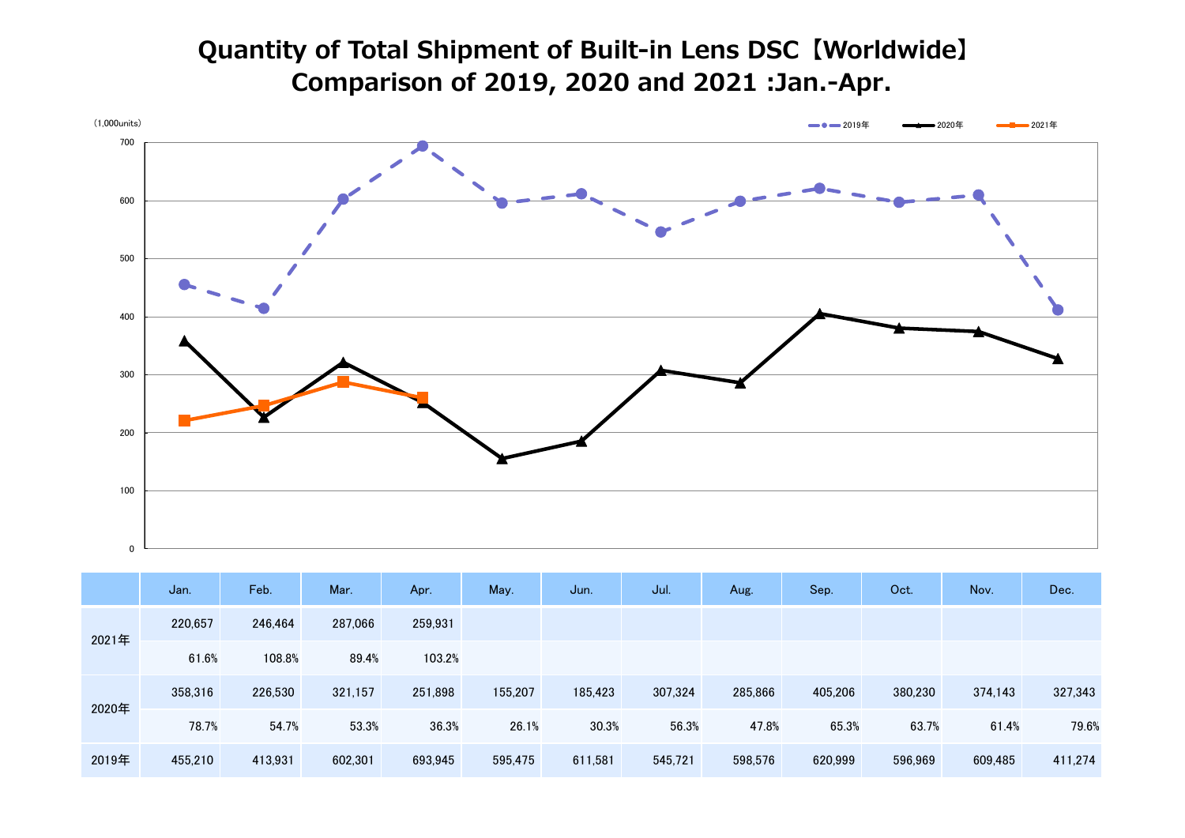# Quantity of Total Shipment of Built-in Lens DSC【Worldwide】
# Comparison of 2019, 2020 and 2021 :Jan.-Apr.

(1,000units)

2019年　2020年　2021年

700
600
500
400
300
200
100
0

| | Jan. | Feb. | Mar. | Apr. | May. | Jun. | Jul. | Aug. | Sep. | Oct. | Nov. | Dec. |
|---|---|---|---|---|---|---|---|---|---|---|---|---|
| 2021年 | 220,657 | 246,464 | 287,066 | 259,931 | | | | | | | | |
| | 61.6% | 108.8% | 89.4% | 103.2% | | | | | | | | |
| 2020年 | 358,316 | 226,530 | 321,157 | 251,898 | 155,207 | 185,423 | 307,324 | 285,866 | 405,206 | 380,230 | 374,143 | 327,343 |
| | 78.7% | 54.7% | 53.3% | 36.3% | 26.1% | 30.3% | 56.3% | 47.8% | 65.3% | 63.7% | 61.4% | 79.6% |
| 2019年 | 455,210 | 413,931 | 602,301 | 693,945 | 595,475 | 611,581 | 545,721 | 598,576 | 620,999 | 596,969 | 609,485 | 411,274 |